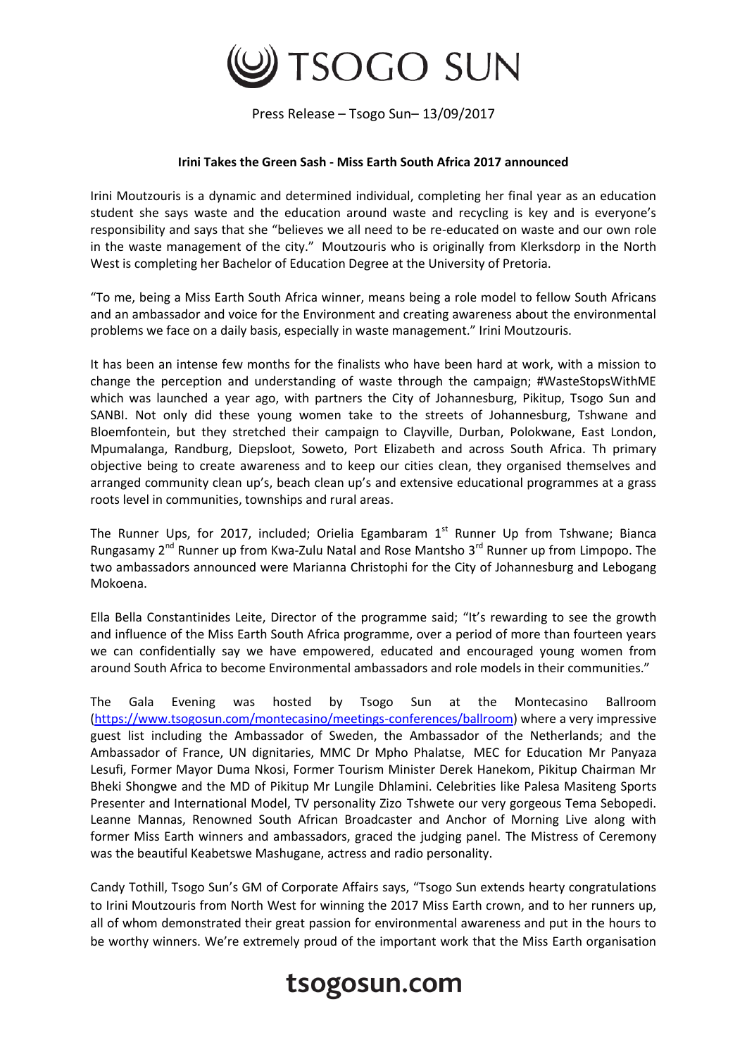# TSOGO SUN

Press Release – Tsogo Sun– 13/09/2017

**Irini Takes the Green Sash - Miss Earth South Africa 2017 announced**

Irini Moutzouris is a dynamic and determined individual, completing her final year as an education student she says waste and the education around waste and recycling is key and is everyone's responsibility and says that she "believes we all need to be re-educated on waste and our own role in the waste management of the city." Moutzouris who is originally from Klerksdorp in the North West is completing her Bachelor of Education Degree at the University of Pretoria.

"To me, being a Miss Earth South Africa winner, means being a role model to fellow South Africans and an ambassador and voice for the Environment and creating awareness about the environmental problems we face on a daily basis, especially in waste management." Irini Moutzouris.

It has been an intense few months for the finalists who have been hard at work, with a mission to change the perception and understanding of waste through the campaign; #WasteStopsWithME which was launched a year ago, with partners the City of Johannesburg, Pikitup, Tsogo Sun and SANBI. Not only did these young women take to the streets of Johannesburg, Tshwane and Bloemfontein, but they stretched their campaign to Clayville, Durban, Polokwane, East London, Mpumalanga, Randburg, Diepsloot, Soweto, Port Elizabeth and across South Africa. Th primary objective being to create awareness and to keep our cities clean, they organised themselves and arranged community clean up's, beach clean up's and extensive educational programmes at a grass roots level in communities, townships and rural areas.

The Runner Ups, for 2017, included; Orielia Egambaram 1st Runner Up from Tshwane; Bianca Rungasamy 2nd Runner up from Kwa-Zulu Natal and Rose Mantsho 3rd Runner up from Limpopo. The two ambassadors announced were Marianna Christophi for the City of Johannesburg and Lebogang Mokoena.

Ella Bella Constantinides Leite, Director of the programme said; "It's rewarding to see the growth and influence of the Miss Earth South Africa programme, over a period of more than fourteen years we can confidentially say we have empowered, educated and encouraged young women from around South Africa to become Environmental ambassadors and role models in their communities."

The Gala Evening was hosted by Tsogo Sun at the Montecasino Ballroom (https://www.tsogosun.com/montecasino/meetings-conferences/ballroom) where a very impressive guest list including the Ambassador of Sweden, the Ambassador of the Netherlands; and the Ambassador of France, UN dignitaries, MMC Dr Mpho Phalatse, MEC for Education Mr Panyaza Lesufi, Former Mayor Duma Nkosi, Former Tourism Minister Derek Hanekom, Pikitup Chairman Mr Bheki Shongwe and the MD of Pikitup Mr Lungile Dhlamini. Celebrities like Palesa Masiteng Sports Presenter and International Model, TV personality Zizo Tshwete our very gorgeous Tema Sebopedi. Leanne Mannas, Renowned South African Broadcaster and Anchor of Morning Live along with former Miss Earth winners and ambassadors, graced the judging panel. The Mistress of Ceremony was the beautiful Keabetswe Mashugane, actress and radio personality.

Candy Tothill, Tsogo Sun's GM of Corporate Affairs says, "Tsogo Sun extends hearty congratulations to Irini Moutzouris from North West for winning the 2017 Miss Earth crown, and to her runners up, all of whom demonstrated their great passion for environmental awareness and put in the hours to be worthy winners. We're extremely proud of the important work that the Miss Earth organisation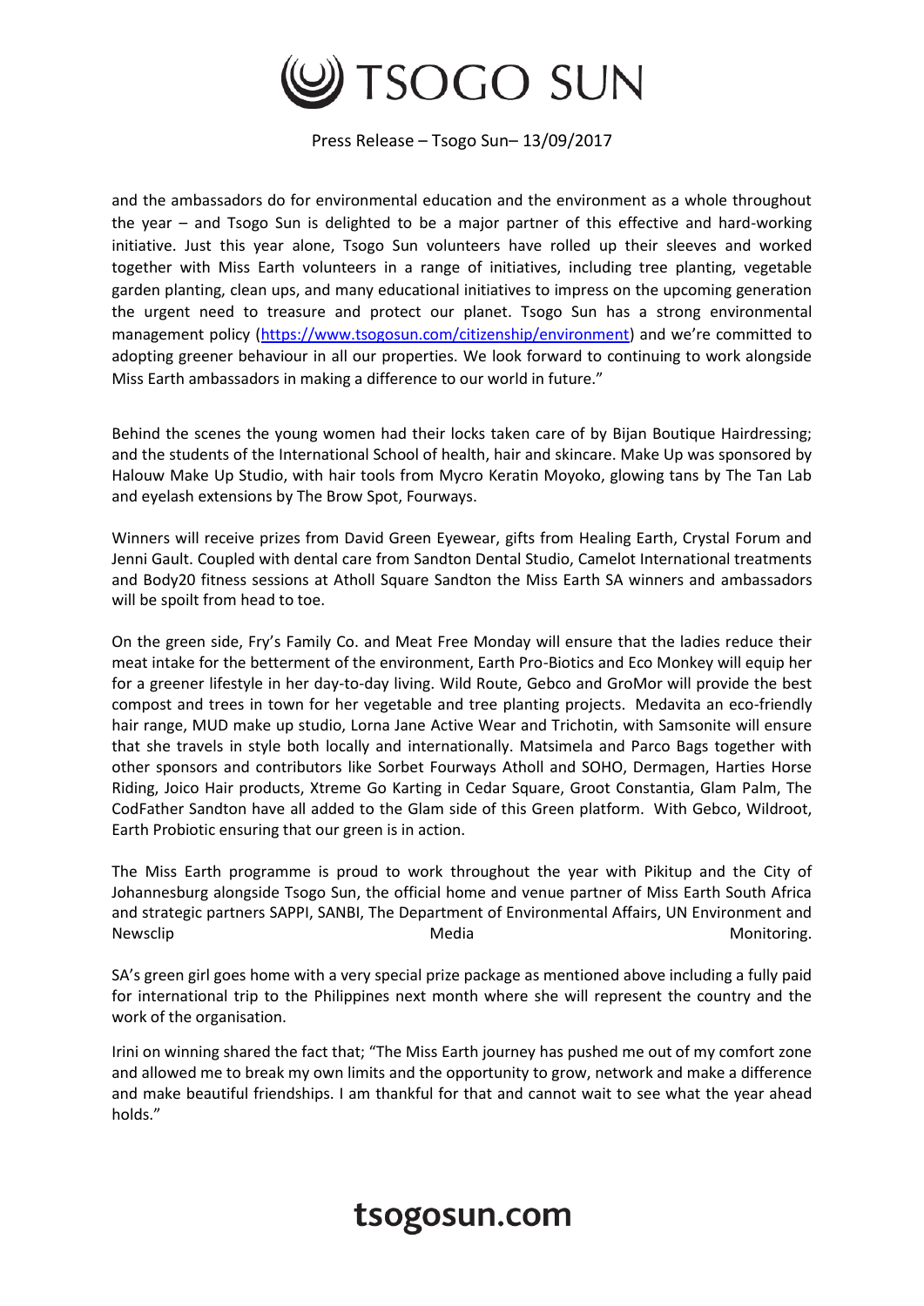and the ambassadors do for environmental education and the environment as a whole throughout the year – and Tsogo Sun is delighted to be a major partner of this effective and hard-working initiative. Just this year alone, Tsogo Sun volunteers have rolled up their sleeves and worked together with Miss Earth volunteers in a range of initiatives, including tree planting, vegetable garden planting, clean ups, and many educational initiatives to impress on the upcoming generation the urgent need to treasure and protect our planet. Tsogo Sun has a strong environmental management policy (https://www.tsogosun.com/citizenship/environment) and we're committed to adopting greener behaviour in all our properties. We look forward to continuing to work alongside Miss Earth ambassadors in making a difference to our world in future."

Behind the scenes the young women had their locks taken care of by Bijan Boutique Hairdressing; and the students of the International School of health, hair and skincare. Make Up was sponsored by Halouw Make Up Studio, with hair tools from Mycro Keratin Moyoko, glowing tans by The Tan Lab and eyelash extensions by The Brow Spot, Fourways.

Winners will receive prizes from David Green Eyewear, gifts from Healing Earth, Crystal Forum and Jenni Gault. Coupled with dental care from Sandton Dental Studio, Camelot International treatments and Body20 fitness sessions at Atholl Square Sandton the Miss Earth SA winners and ambassadors will be spoilt from head to toe.

On the green side, Fry's Family Co. and Meat Free Monday will ensure that the ladies reduce their meat intake for the betterment of the environment, Earth Pro-Biotics and Eco Monkey will equip her for a greener lifestyle in her day-to-day living. Wild Route, Gebco and GroMor will provide the best compost and trees in town for her vegetable and tree planting projects. Medavita an eco-friendly hair range, MUD make up studio, Lorna Jane Active Wear and Trichotin, with Samsonite will ensure that she travels in style both locally and internationally. Matsimela and Parco Bags together with other sponsors and contributors like Sorbet Fourways Atholl and SOHO, Dermagen, Harties Horse Riding, Joico Hair products, Xtreme Go Karting in Cedar Square, Groot Constantia, Glam Palm, The CodFather Sandton have all added to the Glam side of this Green platform. With Gebco, Wildroot, Earth Probiotic ensuring that our green is in action.

The Miss Earth programme is proud to work throughout the year with Pikitup and the City of Johannesburg alongside Tsogo Sun, the official home and venue partner of Miss Earth South Africa and strategic partners SAPPI, SANBI, The Department of Environmental Affairs, UN Environment and Newsclip Media Monitoring.

SA's green girl goes home with a very special prize package as mentioned above including a fully paid for international trip to the Philippines next month where she will represent the country and the work of the organisation.

Irini on winning shared the fact that; "The Miss Earth journey has pushed me out of my comfort zone and allowed me to break my own limits and the opportunity to grow, network and make a difference and make beautiful friendships. I am thankful for that and cannot wait to see what the year ahead holds."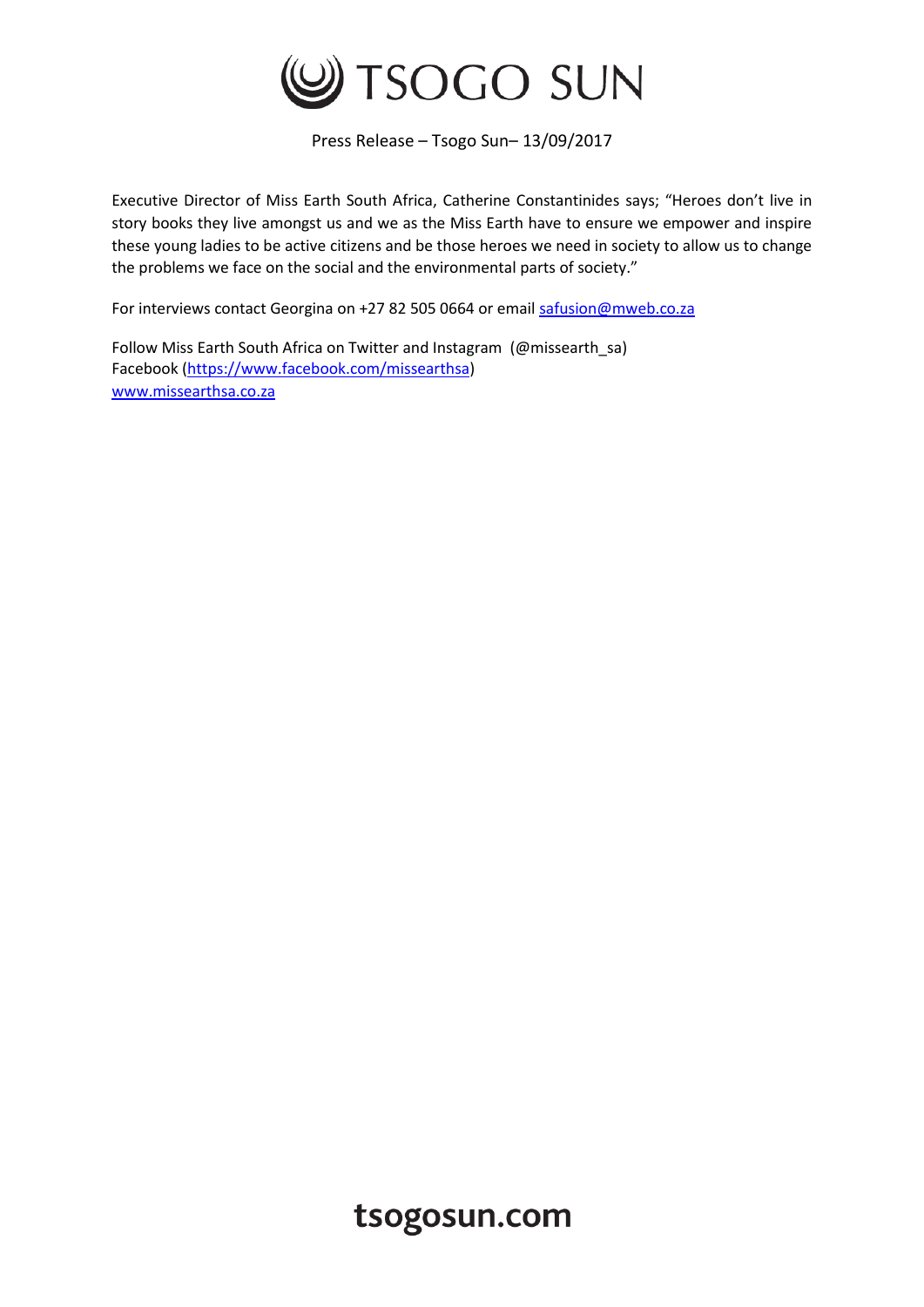Executive Director of Miss Earth South Africa, Catherine Constantinides says; "Heroes don't live in story books they live amongst us and we as the Miss Earth have to ensure we empower and inspire these young ladies to be active citizens and be those heroes we need in society to allow us to change the problems we face on the social and the environmental parts of society."

For interviews contact Georgina on +27 82 505 0664 or email safusion@mweb.co.za

Follow Miss Earth South Africa on Twitter and Instagram (@missearth_sa)
Facebook (https://www.facebook.com/missearthsa)
www.missearthsa.co.za